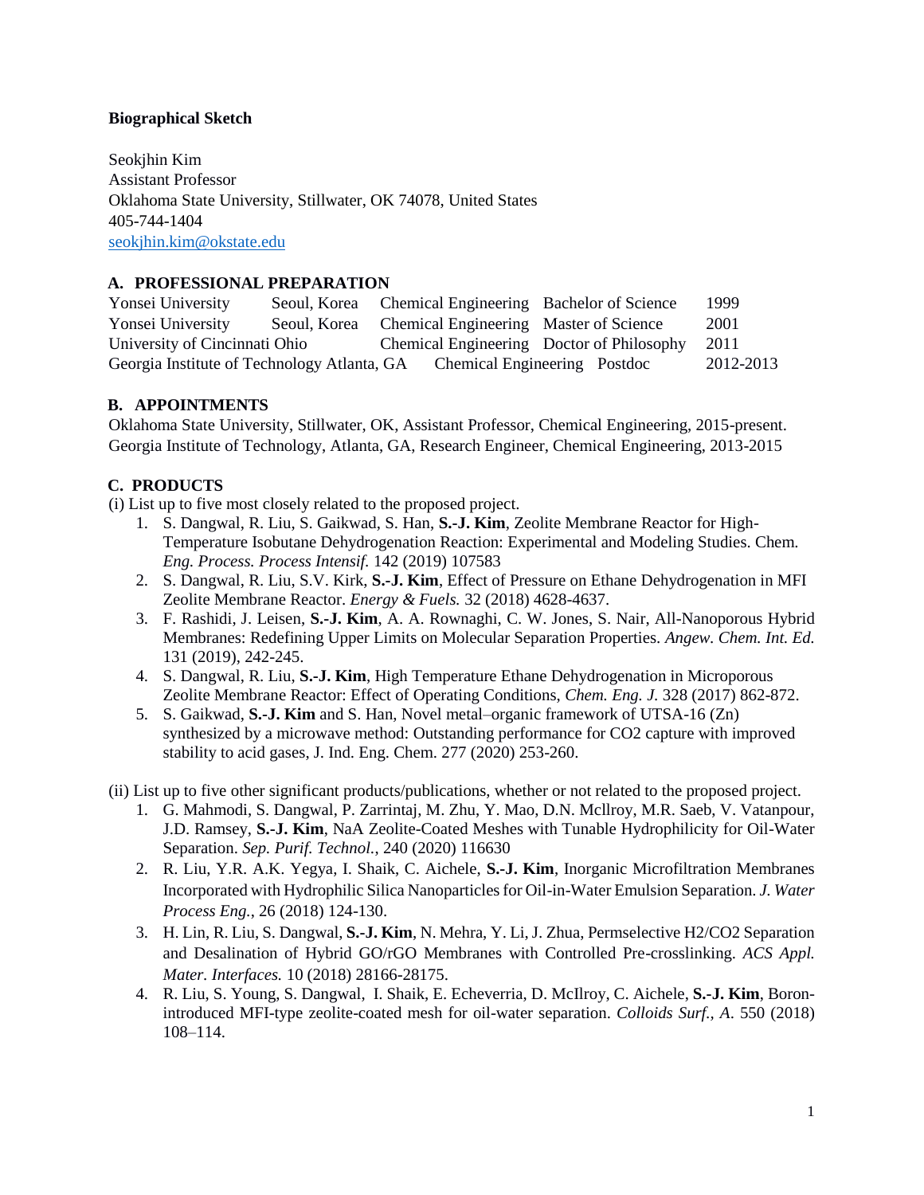**Biographical Sketch**

Seokjhin Kim
Assistant Professor
Oklahoma State University, Stillwater, OK 74078, United States
405-744-1404
seokjhin.kim@okstate.edu

## A. PROFESSIONAL PREPARATION

| | | | | |
|---|---|---|---|---|
| Yonsei University | Seoul, Korea | Chemical Engineering | Bachelor of Science | 1999 |
| Yonsei University | Seoul, Korea | Chemical Engineering | Master of Science | 2001 |
| University of Cincinnati | Ohio | Chemical Engineering | Doctor of Philosophy | 2011 |
| Georgia Institute of Technology | Atlanta, GA | Chemical Engineering | Postdoc | 2012-2013 |

## B. APPOINTMENTS

Oklahoma State University, Stillwater, OK, Assistant Professor, Chemical Engineering, 2015-present.
Georgia Institute of Technology, Atlanta, GA, Research Engineer, Chemical Engineering, 2013-2015

## C. PRODUCTS

(i) List up to five most closely related to the proposed project.

1. S. Dangwal, R. Liu, S. Gaikwad, S. Han, **S.-J. Kim**, Zeolite Membrane Reactor for High-Temperature Isobutane Dehydrogenation Reaction: Experimental and Modeling Studies. Chem. *Eng. Process. Process Intensif.* 142 (2019) 107583
2. S. Dangwal, R. Liu, S.V. Kirk, **S.-J. Kim**, Effect of Pressure on Ethane Dehydrogenation in MFI Zeolite Membrane Reactor. *Energy & Fuels.* 32 (2018) 4628-4637.
3. F. Rashidi, J. Leisen, **S.-J. Kim**, A. A. Rownaghi, C. W. Jones, S. Nair, All-Nanoporous Hybrid Membranes: Redefining Upper Limits on Molecular Separation Properties. *Angew. Chem. Int. Ed.* 131 (2019), 242-245.
4. S. Dangwal, R. Liu, **S.-J. Kim**, High Temperature Ethane Dehydrogenation in Microporous Zeolite Membrane Reactor: Effect of Operating Conditions, *Chem. Eng. J.* 328 (2017) 862-872.
5. S. Gaikwad, **S.-J. Kim** and S. Han, Novel metal–organic framework of UTSA-16 (Zn) synthesized by a microwave method: Outstanding performance for CO2 capture with improved stability to acid gases, J. Ind. Eng. Chem. 277 (2020) 253-260.

(ii) List up to five other significant products/publications, whether or not related to the proposed project.

1. G. Mahmodi, S. Dangwal, P. Zarrintaj, M. Zhu, Y. Mao, D.N. Mcllroy, M.R. Saeb, V. Vatanpour, J.D. Ramsey, **S.-J. Kim**, NaA Zeolite-Coated Meshes with Tunable Hydrophilicity for Oil-Water Separation. *Sep. Purif. Technol.*, 240 (2020) 116630
2. R. Liu, Y.R. A.K. Yegya, I. Shaik, C. Aichele, **S.-J. Kim**, Inorganic Microfiltration Membranes Incorporated with Hydrophilic Silica Nanoparticles for Oil-in-Water Emulsion Separation. *J. Water Process Eng.*, 26 (2018) 124-130.
3. H. Lin, R. Liu, S. Dangwal, **S.-J. Kim**, N. Mehra, Y. Li, J. Zhua, Permselective H2/CO2 Separation and Desalination of Hybrid GO/rGO Membranes with Controlled Pre-crosslinking. *ACS Appl. Mater. Interfaces.* 10 (2018) 28166-28175.
4. R. Liu, S. Young, S. Dangwal, I. Shaik, E. Echeverria, D. McIlroy, C. Aichele, **S.-J. Kim**, Boron-introduced MFI-type zeolite-coated mesh for oil-water separation. *Colloids Surf., A*. 550 (2018) 108–114.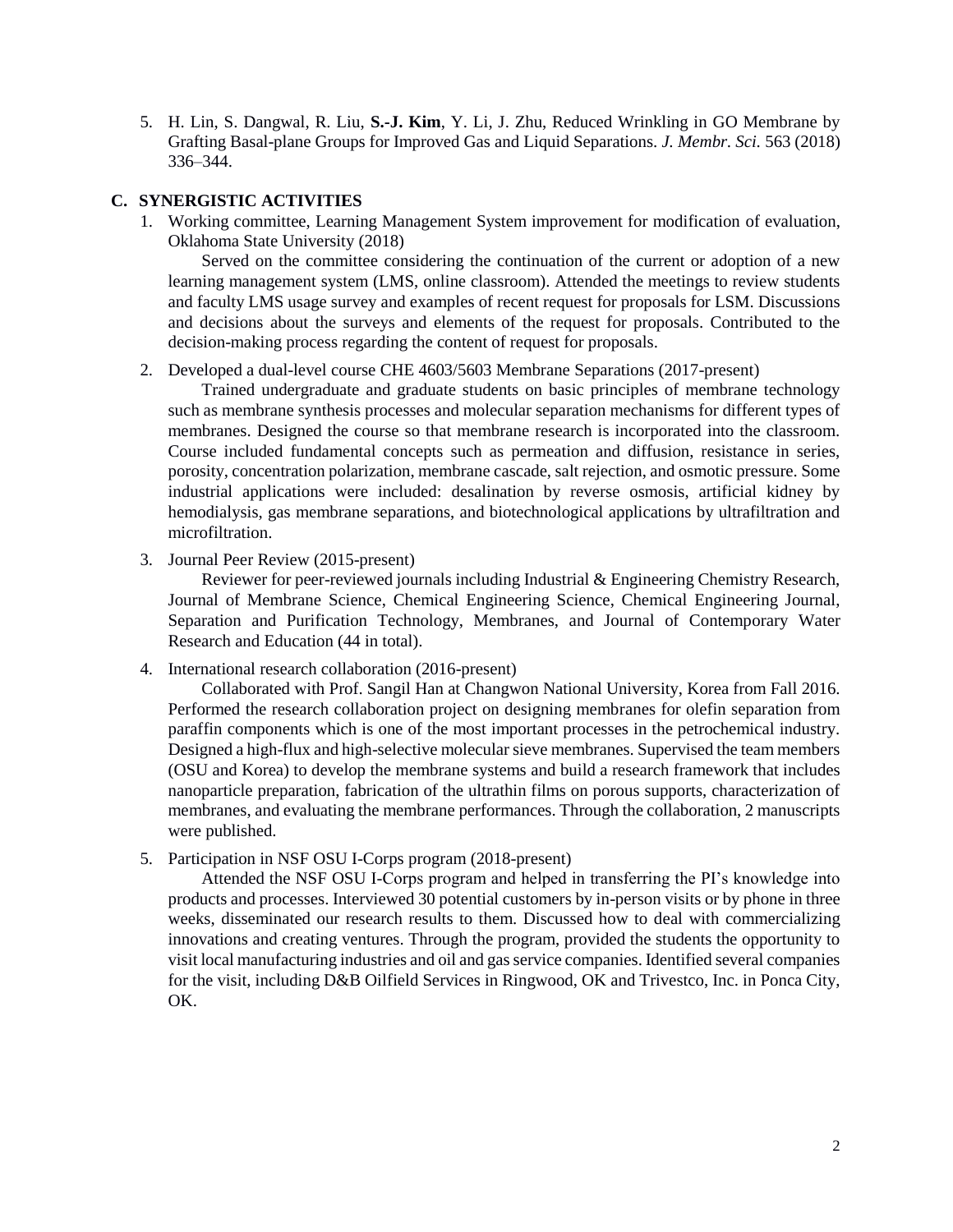5. H. Lin, S. Dangwal, R. Liu, **S.-J. Kim**, Y. Li, J. Zhu, Reduced Wrinkling in GO Membrane by Grafting Basal-plane Groups for Improved Gas and Liquid Separations. *J. Membr. Sci.* 563 (2018) 336–344.

## C. SYNERGISTIC ACTIVITIES

1. Working committee, Learning Management System improvement for modification of evaluation, Oklahoma State University (2018)

   Served on the committee considering the continuation of the current or adoption of a new learning management system (LMS, online classroom). Attended the meetings to review students and faculty LMS usage survey and examples of recent request for proposals for LSM. Discussions and decisions about the surveys and elements of the request for proposals. Contributed to the decision-making process regarding the content of request for proposals.

2. Developed a dual-level course CHE 4603/5603 Membrane Separations (2017-present)

   Trained undergraduate and graduate students on basic principles of membrane technology such as membrane synthesis processes and molecular separation mechanisms for different types of membranes. Designed the course so that membrane research is incorporated into the classroom. Course included fundamental concepts such as permeation and diffusion, resistance in series, porosity, concentration polarization, membrane cascade, salt rejection, and osmotic pressure. Some industrial applications were included: desalination by reverse osmosis, artificial kidney by hemodialysis, gas membrane separations, and biotechnological applications by ultrafiltration and microfiltration.

3. Journal Peer Review (2015-present)

   Reviewer for peer-reviewed journals including Industrial & Engineering Chemistry Research, Journal of Membrane Science, Chemical Engineering Science, Chemical Engineering Journal, Separation and Purification Technology, Membranes, and Journal of Contemporary Water Research and Education (44 in total).

4. International research collaboration (2016-present)

   Collaborated with Prof. Sangil Han at Changwon National University, Korea from Fall 2016. Performed the research collaboration project on designing membranes for olefin separation from paraffin components which is one of the most important processes in the petrochemical industry. Designed a high-flux and high-selective molecular sieve membranes. Supervised the team members (OSU and Korea) to develop the membrane systems and build a research framework that includes nanoparticle preparation, fabrication of the ultrathin films on porous supports, characterization of membranes, and evaluating the membrane performances. Through the collaboration, 2 manuscripts were published.

5. Participation in NSF OSU I-Corps program (2018-present)

   Attended the NSF OSU I-Corps program and helped in transferring the PI's knowledge into products and processes. Interviewed 30 potential customers by in-person visits or by phone in three weeks, disseminated our research results to them. Discussed how to deal with commercializing innovations and creating ventures. Through the program, provided the students the opportunity to visit local manufacturing industries and oil and gas service companies. Identified several companies for the visit, including D&B Oilfield Services in Ringwood, OK and Trivestco, Inc. in Ponca City, OK.